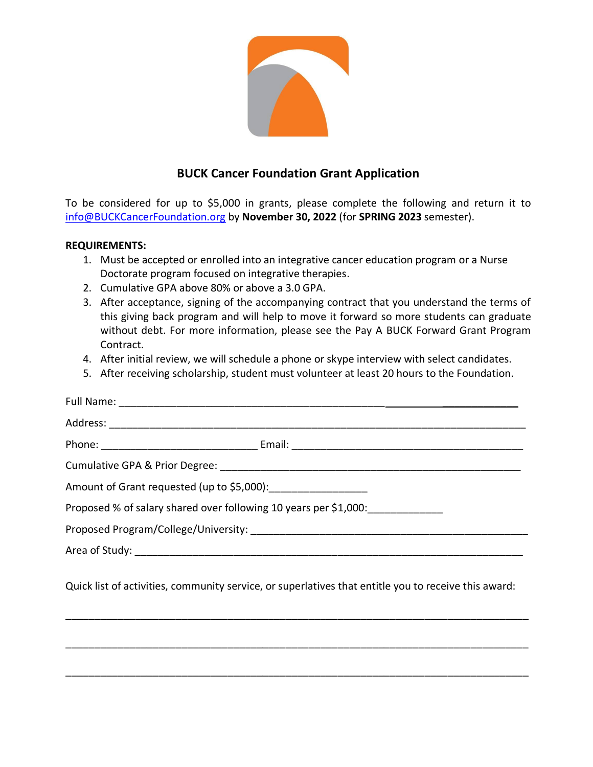# BUCK Cancer Foundation Grant Application

To be considered for up to $5,000 in grants, please complete the following and return it to info@BUCKCancerFoundation.org by **November 30, 2022** (for **SPRING 2023** semester).

**REQUIREMENTS:**

1. Must be accepted or enrolled into an integrative cancer education program or a Nurse Doctorate program focused on integrative therapies.
2. Cumulative GPA above 80% or above a 3.0 GPA.
3. After acceptance, signing of the accompanying contract that you understand the terms of this giving back program and will help to move it forward so more students can graduate without debt. For more information, please see the Pay A BUCK Forward Grant Program Contract.
4. After initial review, we will schedule a phone or skype interview with select candidates.
5. After receiving scholarship, student must volunteer at least 20 hours to the Foundation.

Full Name: ______________________________________________________________

Address: ________________________________________________________________________

Phone: ____________________________ Email: __________________________________________

Cumulative GPA & Prior Degree: ______________________________________________________

Amount of Grant requested (up to $5,000):_________________

Proposed % of salary shared over following 10 years per $1,000:_____________

Proposed Program/College/University: ________________________________________________

Area of Study: ______________________________________________________________________

Quick list of activities, community service, or superlatives that entitle you to receive this award:

___________________________________________________________________________________

___________________________________________________________________________________

___________________________________________________________________________________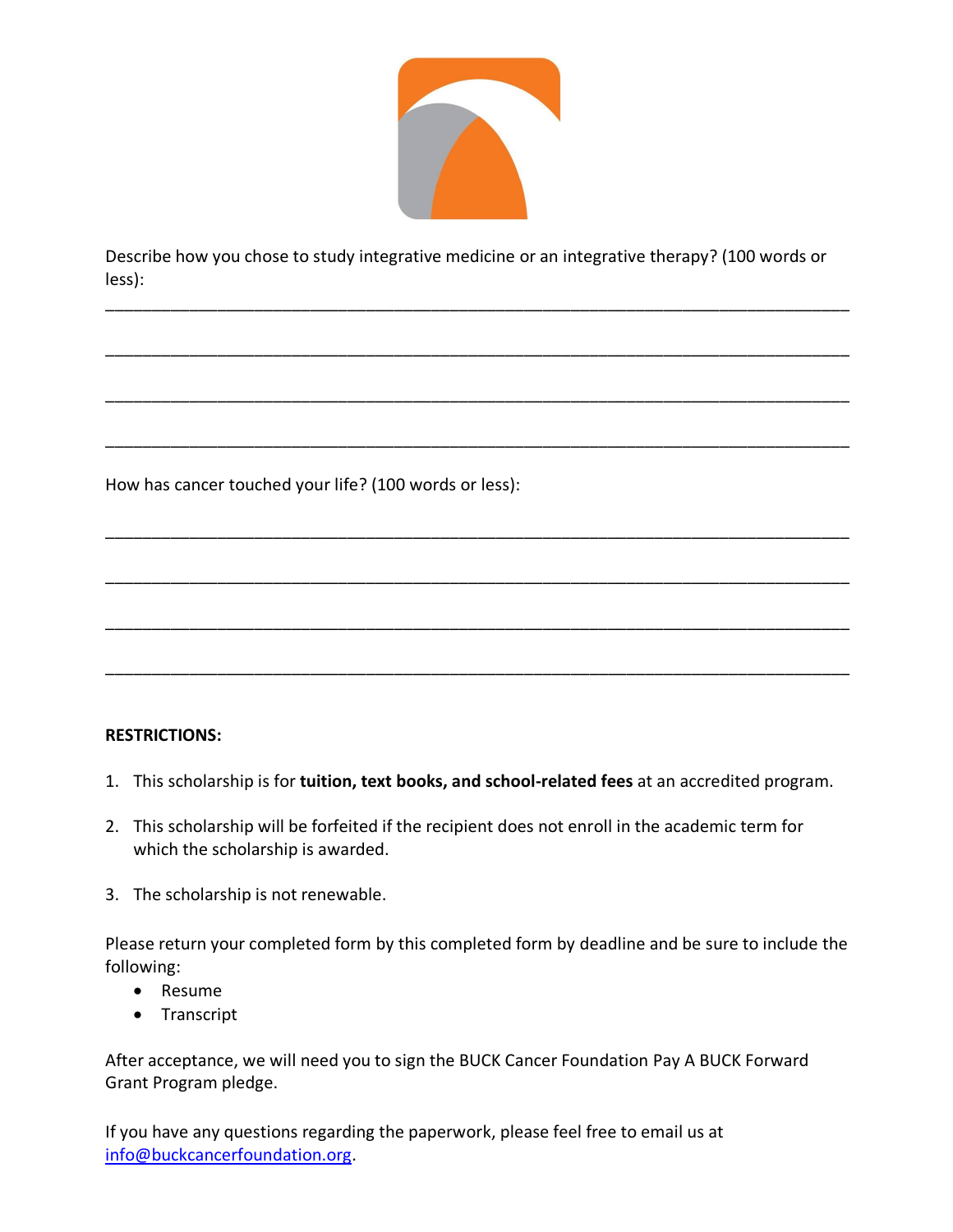Describe how you chose to study integrative medicine or an integrative therapy? (100 words or less):

_______________________________________________________________________________

_______________________________________________________________________________

_______________________________________________________________________________

_______________________________________________________________________________

How has cancer touched your life? (100 words or less):

_______________________________________________________________________________

_______________________________________________________________________________

_______________________________________________________________________________

_______________________________________________________________________________

**RESTRICTIONS:**

1. This scholarship is for **tuition, text books, and school-related fees** at an accredited program.
2. This scholarship will be forfeited if the recipient does not enroll in the academic term for which the scholarship is awarded.
3. The scholarship is not renewable.

Please return your completed form by this completed form by deadline and be sure to include the following:

- Resume
- Transcript

After acceptance, we will need you to sign the BUCK Cancer Foundation Pay A BUCK Forward Grant Program pledge.

If you have any questions regarding the paperwork, please feel free to email us at info@buckcancerfoundation.org.